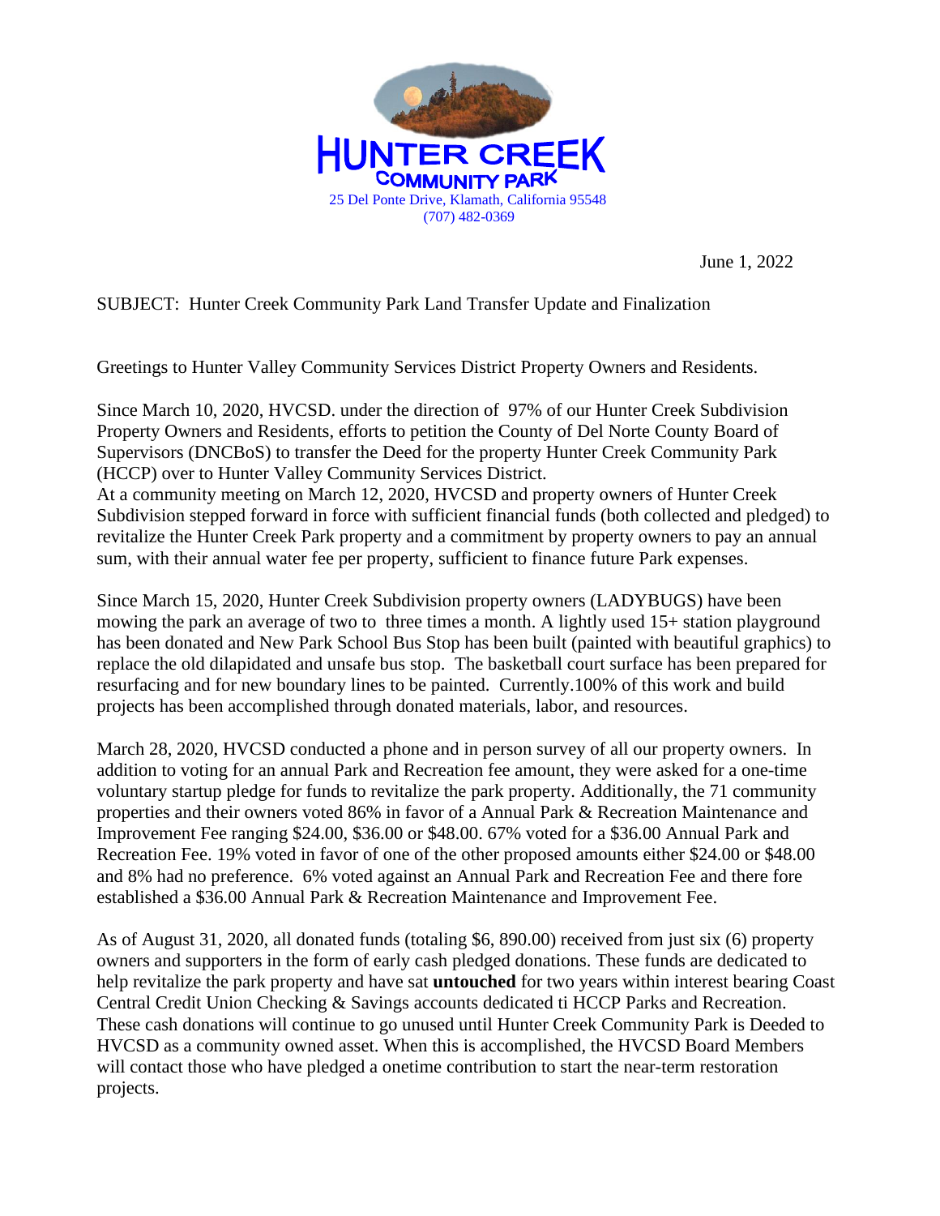# HUNTER CREEK
## COMMUNITY PARK

25 Del Ponte Drive, Klamath, California 95548
(707) 482-0369

June 1, 2022

SUBJECT: Hunter Creek Community Park Land Transfer Update and Finalization

Greetings to Hunter Valley Community Services District Property Owners and Residents.

Since March 10, 2020, HVCSD. under the direction of 97% of our Hunter Creek Subdivision Property Owners and Residents, efforts to petition the County of Del Norte County Board of Supervisors (DNCBoS) to transfer the Deed for the property Hunter Creek Community Park (HCCP) over to Hunter Valley Community Services District.
At a community meeting on March 12, 2020, HVCSD and property owners of Hunter Creek Subdivision stepped forward in force with sufficient financial funds (both collected and pledged) to revitalize the Hunter Creek Park property and a commitment by property owners to pay an annual sum, with their annual water fee per property, sufficient to finance future Park expenses.

Since March 15, 2020, Hunter Creek Subdivision property owners (LADYBUGS) have been mowing the park an average of two to three times a month. A lightly used 15+ station playground has been donated and New Park School Bus Stop has been built (painted with beautiful graphics) to replace the old dilapidated and unsafe bus stop. The basketball court surface has been prepared for resurfacing and for new boundary lines to be painted. Currently.100% of this work and build projects has been accomplished through donated materials, labor, and resources.

March 28, 2020, HVCSD conducted a phone and in person survey of all our property owners. In addition to voting for an annual Park and Recreation fee amount, they were asked for a one-time voluntary startup pledge for funds to revitalize the park property. Additionally, the 71 community properties and their owners voted 86% in favor of a Annual Park & Recreation Maintenance and Improvement Fee ranging $24.00, $36.00 or $48.00. 67% voted for a $36.00 Annual Park and Recreation Fee. 19% voted in favor of one of the other proposed amounts either $24.00 or $48.00 and 8% had no preference. 6% voted against an Annual Park and Recreation Fee and there fore established a $36.00 Annual Park & Recreation Maintenance and Improvement Fee.

As of August 31, 2020, all donated funds (totaling $6, 890.00) received from just six (6) property owners and supporters in the form of early cash pledged donations. These funds are dedicated to help revitalize the park property and have sat **untouched** for two years within interest bearing Coast Central Credit Union Checking & Savings accounts dedicated ti HCCP Parks and Recreation. These cash donations will continue to go unused until Hunter Creek Community Park is Deeded to HVCSD as a community owned asset. When this is accomplished, the HVCSD Board Members will contact those who have pledged a onetime contribution to start the near-term restoration projects.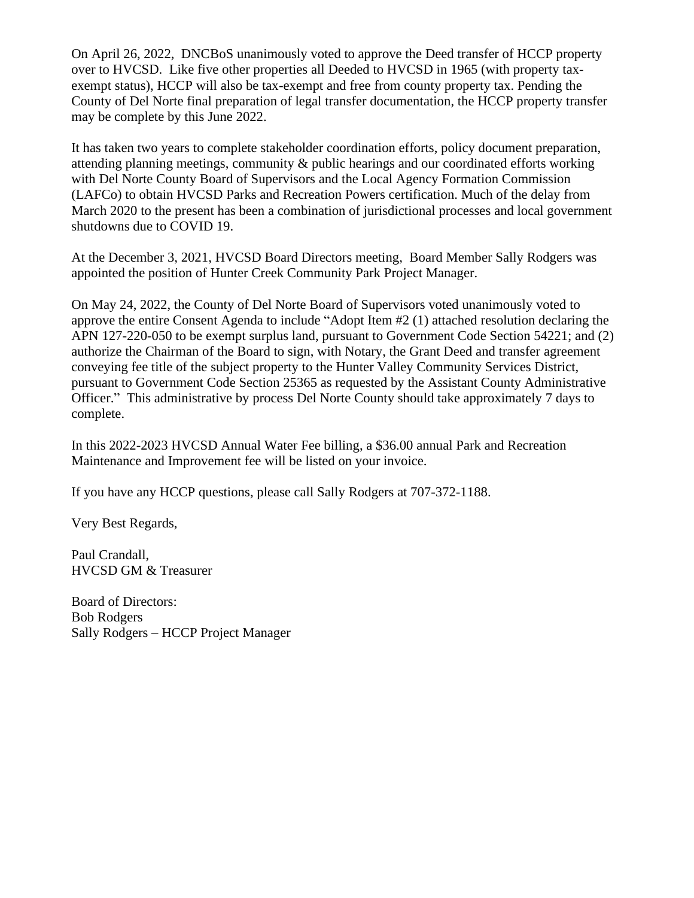On April 26, 2022, DNCBoS unanimously voted to approve the Deed transfer of HCCP property over to HVCSD. Like five other properties all Deeded to HVCSD in 1965 (with property tax-exempt status), HCCP will also be tax-exempt and free from county property tax. Pending the County of Del Norte final preparation of legal transfer documentation, the HCCP property transfer may be complete by this June 2022.

It has taken two years to complete stakeholder coordination efforts, policy document preparation, attending planning meetings, community & public hearings and our coordinated efforts working with Del Norte County Board of Supervisors and the Local Agency Formation Commission (LAFCo) to obtain HVCSD Parks and Recreation Powers certification. Much of the delay from March 2020 to the present has been a combination of jurisdictional processes and local government shutdowns due to COVID 19.

At the December 3, 2021, HVCSD Board Directors meeting, Board Member Sally Rodgers was appointed the position of Hunter Creek Community Park Project Manager.

On May 24, 2022, the County of Del Norte Board of Supervisors voted unanimously voted to approve the entire Consent Agenda to include "Adopt Item #2 (1) attached resolution declaring the APN 127-220-050 to be exempt surplus land, pursuant to Government Code Section 54221; and (2) authorize the Chairman of the Board to sign, with Notary, the Grant Deed and transfer agreement conveying fee title of the subject property to the Hunter Valley Community Services District, pursuant to Government Code Section 25365 as requested by the Assistant County Administrative Officer." This administrative by process Del Norte County should take approximately 7 days to complete.

In this 2022-2023 HVCSD Annual Water Fee billing, a $36.00 annual Park and Recreation Maintenance and Improvement fee will be listed on your invoice.

If you have any HCCP questions, please call Sally Rodgers at 707-372-1188.

Very Best Regards,

Paul Crandall,
HVCSD GM & Treasurer

Board of Directors:
Bob Rodgers
Sally Rodgers – HCCP Project Manager